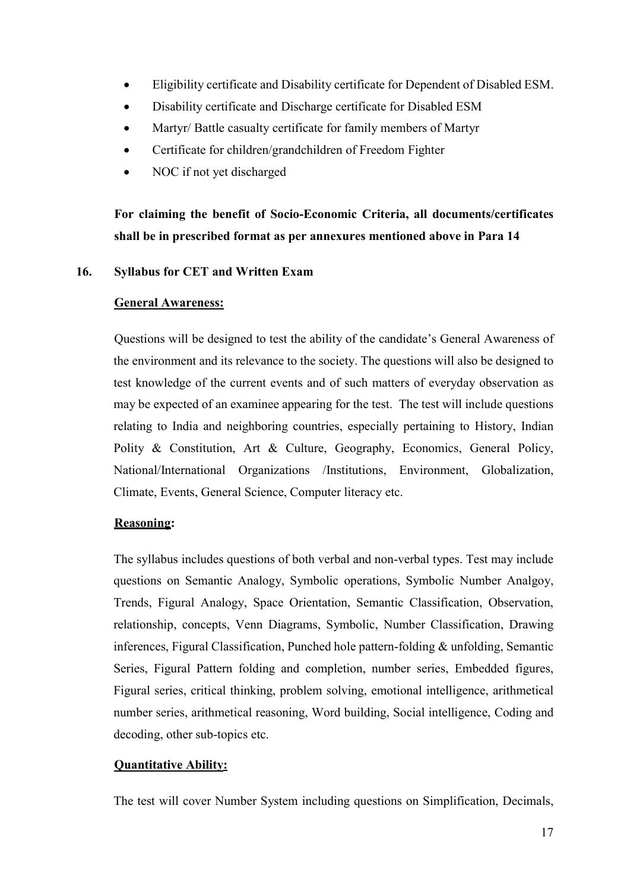- Eligibility certificate and Disability certificate for Dependent of Disabled ESM.
- Disability certificate and Discharge certificate for Disabled ESM
- Martyr/ Battle casualty certificate for family members of Martyr
- Certificate for children/grandchildren of Freedom Fighter
- NOC if not yet discharged

**For claiming the benefit of Socio-Economic Criteria, all documents/certificates shall be in prescribed format as per annexures mentioned above in Para 14**

## 16. Syllabus for CET and Written Exam

### General Awareness:

Questions will be designed to test the ability of the candidate's General Awareness of the environment and its relevance to the society. The questions will also be designed to test knowledge of the current events and of such matters of everyday observation as may be expected of an examinee appearing for the test. The test will include questions relating to India and neighboring countries, especially pertaining to History, Indian Polity & Constitution, Art & Culture, Geography, Economics, General Policy, National/International Organizations /Institutions, Environment, Globalization, Climate, Events, General Science, Computer literacy etc.

### Reasoning:

The syllabus includes questions of both verbal and non-verbal types. Test may include questions on Semantic Analogy, Symbolic operations, Symbolic Number Analgoy, Trends, Figural Analogy, Space Orientation, Semantic Classification, Observation, relationship, concepts, Venn Diagrams, Symbolic, Number Classification, Drawing inferences, Figural Classification, Punched hole pattern-folding & unfolding, Semantic Series, Figural Pattern folding and completion, number series, Embedded figures, Figural series, critical thinking, problem solving, emotional intelligence, arithmetical number series, arithmetical reasoning, Word building, Social intelligence, Coding and decoding, other sub-topics etc.

### Quantitative Ability:

The test will cover Number System including questions on Simplification, Decimals,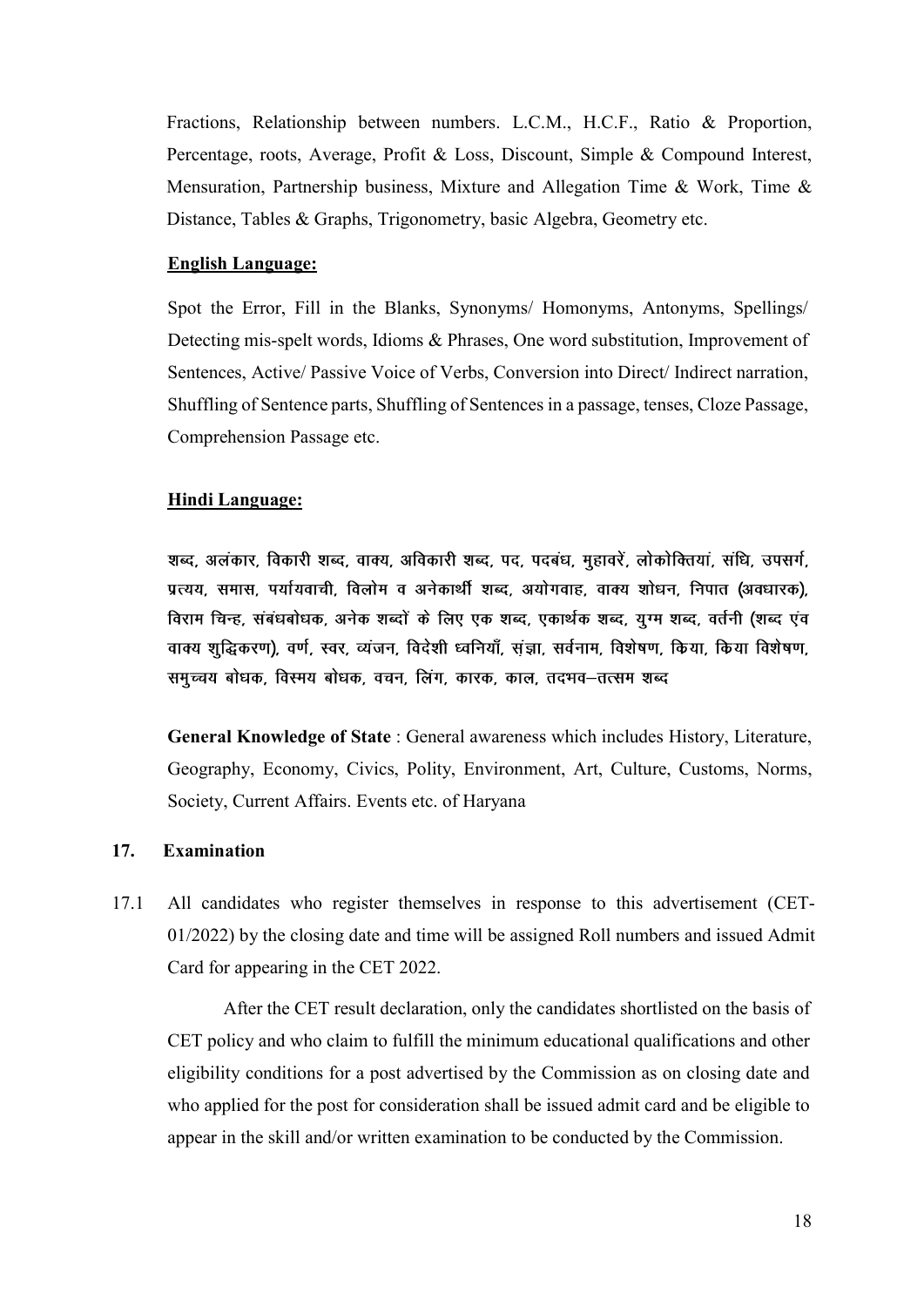Fractions, Relationship between numbers. L.C.M., H.C.F., Ratio & Proportion, Percentage, roots, Average, Profit & Loss, Discount, Simple & Compound Interest, Mensuration, Partnership business, Mixture and Allegation Time & Work, Time & Distance, Tables & Graphs, Trigonometry, basic Algebra, Geometry etc.

**English Language:**

Spot the Error, Fill in the Blanks, Synonyms/ Homonyms, Antonyms, Spellings/ Detecting mis-spelt words, Idioms & Phrases, One word substitution, Improvement of Sentences, Active/ Passive Voice of Verbs, Conversion into Direct/ Indirect narration, Shuffling of Sentence parts, Shuffling of Sentences in a passage, tenses, Cloze Passage, Comprehension Passage etc.

**Hindi Language:**

शब्द, अलंकार, विकारी शब्द, वाक्य, अविकारी शब्द, पद, पदबंध, मुहावरें, लोकोक्तियां, संधि, उपसर्ग, प्रत्यय, समास, पर्यायवाची, विलोम व अनेकार्थी शब्द, अयोगवाह, वाक्य शोधन, निपात (अवधारक), विराम चिन्ह, संबंधबोधक, अनेक शब्दों के लिए एक शब्द, एकार्थक शब्द, युग्म शब्द, वर्तनी (शब्द एंव वाक्य शुद्धिकरण), वर्ण, स्वर, व्यंजन, विदेशी ध्वनियाँ, संज्ञा, सर्वनाम, विशेषण, क्रिया, क्रिया विशेषण, समुच्चय बोधक, विस्मय बोधक, वचन, लिंग, कारक, काल, तदभव–तत्सम शब्द

**General Knowledge of State** : General awareness which includes History, Literature, Geography, Economy, Civics, Polity, Environment, Art, Culture, Customs, Norms, Society, Current Affairs. Events etc. of Haryana

**17. Examination**

17.1 All candidates who register themselves in response to this advertisement (CET-01/2022) by the closing date and time will be assigned Roll numbers and issued Admit Card for appearing in the CET 2022.

After the CET result declaration, only the candidates shortlisted on the basis of CET policy and who claim to fulfill the minimum educational qualifications and other eligibility conditions for a post advertised by the Commission as on closing date and who applied for the post for consideration shall be issued admit card and be eligible to appear in the skill and/or written examination to be conducted by the Commission.